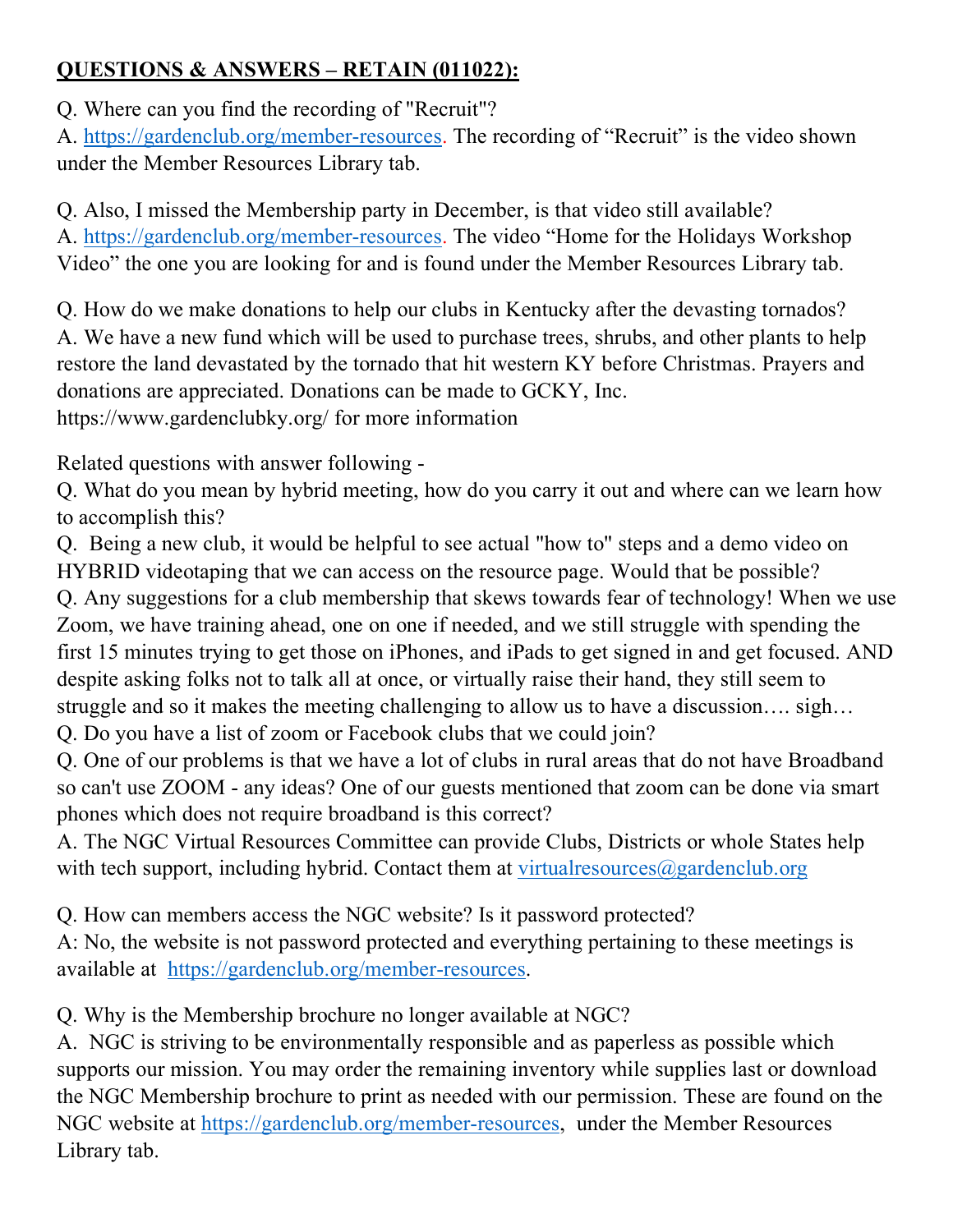**QUESTIONS & ANSWERS – RETAIN (011022):**

Q. Where can you find the recording of "Recruit"?
A. https://gardenclub.org/member-resources. The recording of "Recruit" is the video shown under the Member Resources Library tab.

Q. Also, I missed the Membership party in December, is that video still available?
A. https://gardenclub.org/member-resources. The video "Home for the Holidays Workshop Video" the one you are looking for and is found under the Member Resources Library tab.

Q. How do we make donations to help our clubs in Kentucky after the devasting tornados?
A. We have a new fund which will be used to purchase trees, shrubs, and other plants to help restore the land devastated by the tornado that hit western KY before Christmas. Prayers and donations are appreciated. Donations can be made to GCKY, Inc.
https://www.gardenclubky.org/ for more information

Related questions with answer following -
Q. What do you mean by hybrid meeting, how do you carry it out and where can we learn how to accomplish this?
Q. Being a new club, it would be helpful to see actual "how to" steps and a demo video on HYBRID videotaping that we can access on the resource page. Would that be possible?
Q. Any suggestions for a club membership that skews towards fear of technology! When we use Zoom, we have training ahead, one on one if needed, and we still struggle with spending the first 15 minutes trying to get those on iPhones, and iPads to get signed in and get focused. AND despite asking folks not to talk all at once, or virtually raise their hand, they still seem to struggle and so it makes the meeting challenging to allow us to have a discussion…. sigh…
Q. Do you have a list of zoom or Facebook clubs that we could join?
Q. One of our problems is that we have a lot of clubs in rural areas that do not have Broadband so can't use ZOOM - any ideas? One of our guests mentioned that zoom can be done via smart phones which does not require broadband is this correct?
A. The NGC Virtual Resources Committee can provide Clubs, Districts or whole States help with tech support, including hybrid. Contact them at virtualresources@gardenclub.org

Q. How can members access the NGC website? Is it password protected?
A: No, the website is not password protected and everything pertaining to these meetings is available at https://gardenclub.org/member-resources.

Q. Why is the Membership brochure no longer available at NGC?
A. NGC is striving to be environmentally responsible and as paperless as possible which supports our mission. You may order the remaining inventory while supplies last or download the NGC Membership brochure to print as needed with our permission. These are found on the NGC website at https://gardenclub.org/member-resources, under the Member Resources Library tab.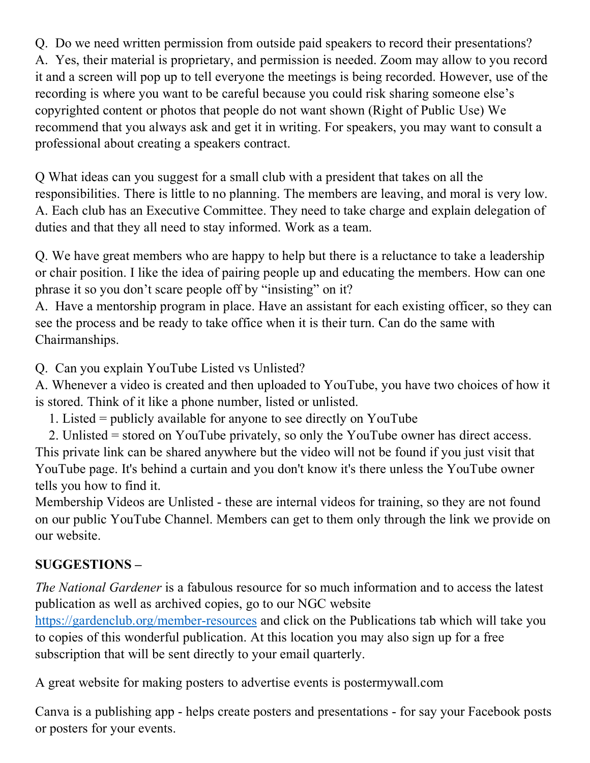Q. Do we need written permission from outside paid speakers to record their presentations?
A. Yes, their material is proprietary, and permission is needed. Zoom may allow to you record it and a screen will pop up to tell everyone the meetings is being recorded. However, use of the recording is where you want to be careful because you could risk sharing someone else's copyrighted content or photos that people do not want shown (Right of Public Use) We recommend that you always ask and get it in writing. For speakers, you may want to consult a professional about creating a speakers contract.

Q What ideas can you suggest for a small club with a president that takes on all the responsibilities. There is little to no planning. The members are leaving, and moral is very low.
A. Each club has an Executive Committee. They need to take charge and explain delegation of duties and that they all need to stay informed. Work as a team.

Q. We have great members who are happy to help but there is a reluctance to take a leadership or chair position. I like the idea of pairing people up and educating the members. How can one phrase it so you don't scare people off by "insisting" on it?
A. Have a mentorship program in place. Have an assistant for each existing officer, so they can see the process and be ready to take office when it is their turn. Can do the same with Chairmanships.

Q. Can you explain YouTube Listed vs Unlisted?
A. Whenever a video is created and then uploaded to YouTube, you have two choices of how it is stored. Think of it like a phone number, listed or unlisted.

1. Listed = publicly available for anyone to see directly on YouTube
2. Unlisted = stored on YouTube privately, so only the YouTube owner has direct access.

This private link can be shared anywhere but the video will not be found if you just visit that YouTube page. It's behind a curtain and you don't know it's there unless the YouTube owner tells you how to find it.
Membership Videos are Unlisted - these are internal videos for training, so they are not found on our public YouTube Channel. Members can get to them only through the link we provide on our website.

**SUGGESTIONS –**

*The National Gardener* is a fabulous resource for so much information and to access the latest publication as well as archived copies, go to our NGC website https://gardenclub.org/member-resources and click on the Publications tab which will take you to copies of this wonderful publication. At this location you may also sign up for a free subscription that will be sent directly to your email quarterly.

A great website for making posters to advertise events is postermywall.com

Canva is a publishing app - helps create posters and presentations - for say your Facebook posts or posters for your events.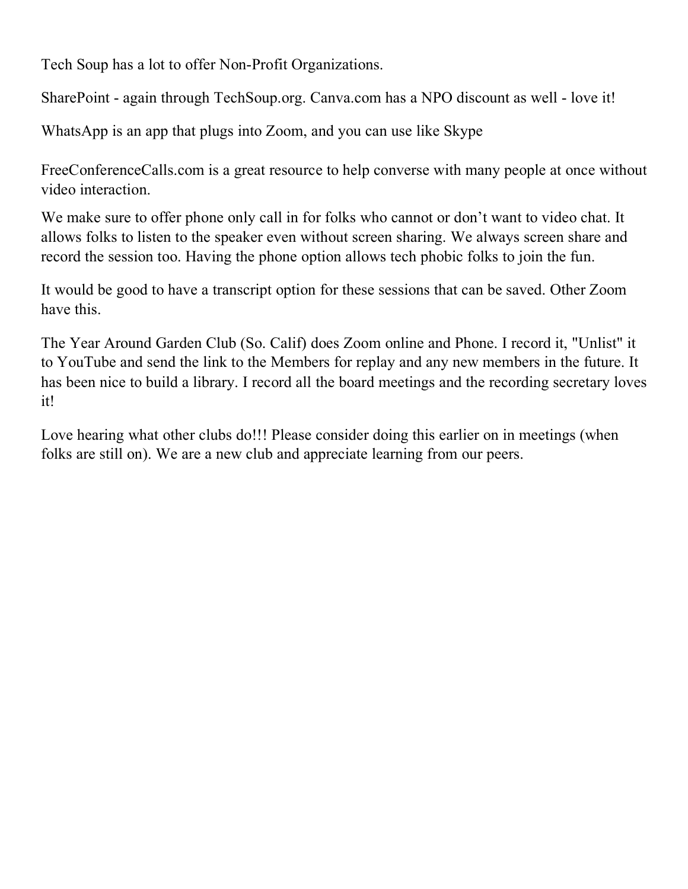Tech Soup has a lot to offer Non-Profit Organizations.

SharePoint - again through TechSoup.org. Canva.com has a NPO discount as well - love it!

WhatsApp is an app that plugs into Zoom, and you can use like Skype

FreeConferenceCalls.com is a great resource to help converse with many people at once without video interaction.

We make sure to offer phone only call in for folks who cannot or don't want to video chat. It allows folks to listen to the speaker even without screen sharing. We always screen share and record the session too. Having the phone option allows tech phobic folks to join the fun.

It would be good to have a transcript option for these sessions that can be saved. Other Zoom have this.

The Year Around Garden Club (So. Calif) does Zoom online and Phone. I record it, "Unlist" it to YouTube and send the link to the Members for replay and any new members in the future. It has been nice to build a library. I record all the board meetings and the recording secretary loves it!

Love hearing what other clubs do!!! Please consider doing this earlier on in meetings (when folks are still on). We are a new club and appreciate learning from our peers.